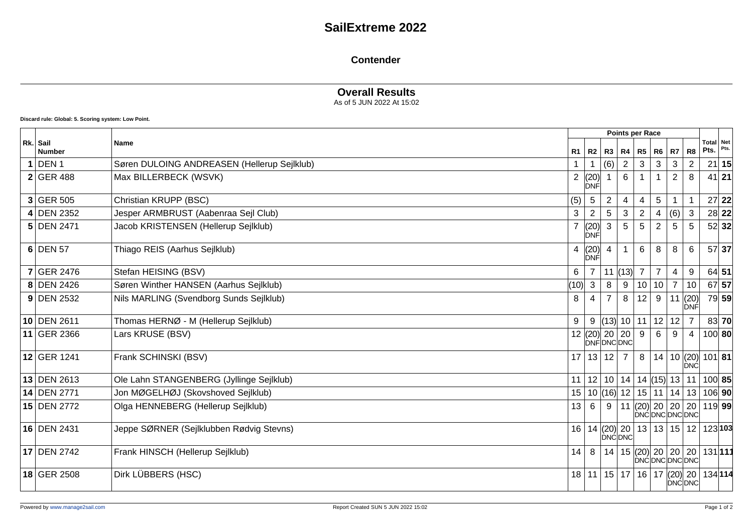# SailExtreme 2022

## Contender

### Overall Results

As of 5 JUN 2022 At 15:02

**Discard rule: Global: 5. Scoring system: Low Point.**

| Rk. | Sail Number | Name | Points per Race | | | | | | | | Total Pts. | Net Pts. |
|---|---|---|---|---|---|---|---|---|---|---|---|---|
| | | | R1 | R2 | R3 | R4 | R5 | R6 | R7 | R8 | | |
| **1** | DEN 1 | Søren DULOING ANDREASEN (Hellerup Sejlklub) | 1 | 1 | (6) | 2 | 3 | 3 | 3 | 2 | 21 | **15** |
| **2** | GER 488 | Max BILLERBECK (WSVK) | 2 | (20) DNF | 1 | 6 | 1 | 1 | 2 | 8 | 41 | **21** |
| **3** | GER 505 | Christian KRUPP (BSC) | (5) | 5 | 2 | 4 | 4 | 5 | 1 | 1 | 27 | **22** |
| **4** | DEN 2352 | Jesper ARMBRUST (Aabenraa Sejl Club) | 3 | 2 | 5 | 3 | 2 | 4 | (6) | 3 | 28 | **22** |
| **5** | DEN 2471 | Jacob KRISTENSEN (Hellerup Sejlklub) | 7 | (20) DNF | 3 | 5 | 5 | 2 | 5 | 5 | 52 | **32** |
| **6** | DEN 57 | Thiago REIS (Aarhus Sejlklub) | 4 | (20) DNF | 4 | 1 | 6 | 8 | 8 | 6 | 57 | **37** |
| **7** | GER 2476 | Stefan HEISING (BSV) | 6 | 7 | 11 | (13) | 7 | 7 | 4 | 9 | 64 | **51** |
| **8** | DEN 2426 | Søren Winther HANSEN (Aarhus Sejlklub) | (10) | 3 | 8 | 9 | 10 | 10 | 7 | 10 | 67 | **57** |
| **9** | DEN 2532 | Nils MARLING (Svendborg Sunds Sejlklub) | 8 | 4 | 7 | 8 | 12 | 9 | 11 | (20) DNF | 79 | **59** |
| **10** | DEN 2611 | Thomas HERNØ - M (Hellerup Sejlklub) | 9 | 9 | (13) | 10 | 11 | 12 | 12 | 7 | 83 | **70** |
| **11** | GER 2366 | Lars KRUSE (BSV) | 12 | (20) DNF | 20 DNC | 20 DNC | 9 | 6 | 9 | 4 | 100 | **80** |
| **12** | GER 1241 | Frank SCHINSKI (BSV) | 17 | 13 | 12 | 7 | 8 | 14 | 10 | (20) DNC | 101 | **81** |
| **13** | DEN 2613 | Ole Lahn STANGENBERG (Jyllinge Sejlklub) | 11 | 12 | 10 | 14 | 14 | (15) | 13 | 11 | 100 | **85** |
| **14** | DEN 2771 | Jon MØGELHØJ (Skovshoved Sejlklub) | 15 | 10 | (16) | 12 | 15 | 11 | 14 | 13 | 106 | **90** |
| **15** | DEN 2772 | Olga HENNEBERG (Hellerup Sejlklub) | 13 | 6 | 9 | 11 | (20) DNC | 20 DNC | 20 DNC | 20 DNC | 119 | **99** |
| **16** | DEN 2431 | Jeppe SØRNER (Sejlklubben Rødvig Stevns) | 16 | 14 | (20) DNC | 20 DNC | 13 | 13 | 15 | 12 | 123 | **103** |
| **17** | DEN 2742 | Frank HINSCH (Hellerup Sejlklub) | 14 | 8 | 14 | 15 | (20) DNC | 20 DNC | 20 DNC | 20 DNC | 131 | **111** |
| **18** | GER 2508 | Dirk LÜBBERS (HSC) | 18 | 11 | 15 | 17 | 16 | 17 | (20) DNC | 20 DNC | 134 | **114** |

Powered by www.manage2sail.com

Report Created SUN 5 JUN 2022 15:02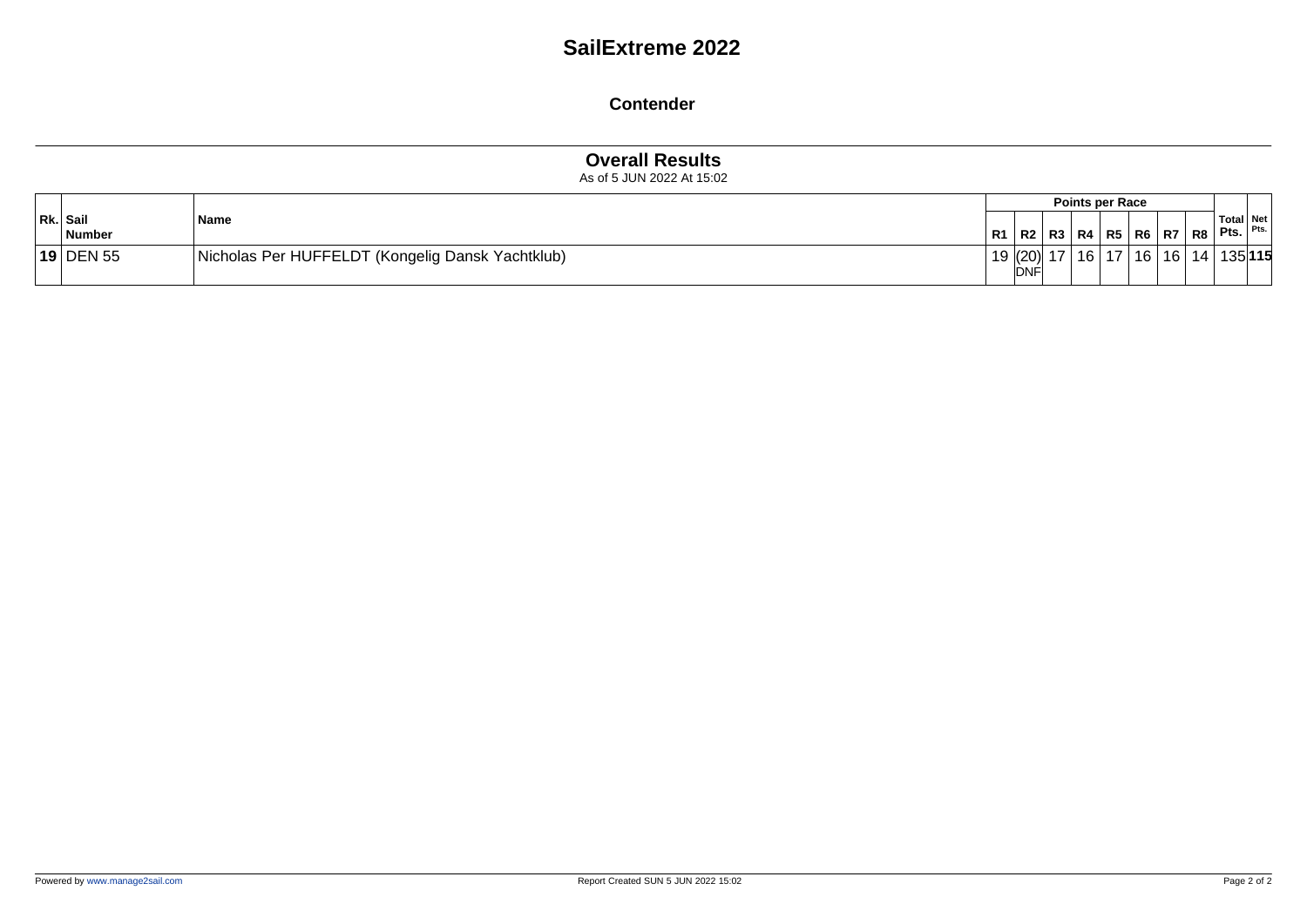# SailExtreme 2022

## Contender

## Overall Results

As of 5 JUN 2022 At 15:02

| Rk. | Sail Number | Name | Points per Race | | | | | | | | Total Pts. | Net Pts. |
|---|---|---|---|---|---|---|---|---|---|---|---|---|
| | | | R1 | R2 | R3 | R4 | R5 | R6 | R7 | R8 | | |
| **19** | DEN 55 | Nicholas Per HUFFELDT (Kongelig Dansk Yachtklub) | 19 | (20) DNF | 17 | 16 | 17 | 16 | 16 | 14 | 135 | **115** |

Powered by www.manage2sail.com

Report Created SUN 5 JUN 2022 15:02